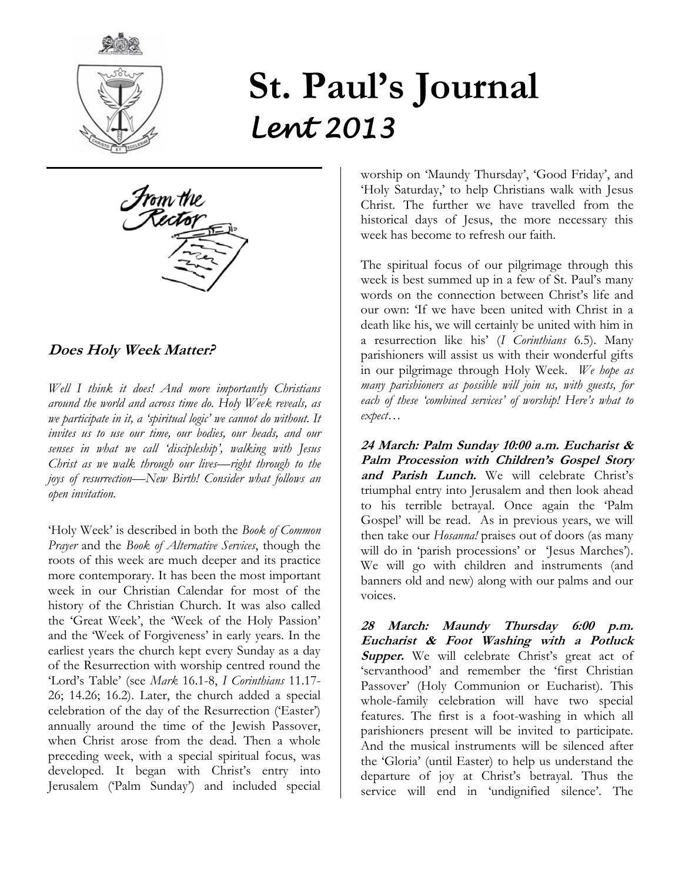# St. Paul's Journal

## *Lent 2013*

From the Rector

### Does Holy Week Matter?

*Well I think it does! And more importantly Christians around the world and across time do. Holy Week reveals, as we participate in it, a 'spiritual logic' we cannot do without. It invites us to use our time, our bodies, our heads, and our senses in what we call 'discipleship', walking with Jesus Christ as we walk through our lives—right through to the joys of resurrection—New Birth! Consider what follows an open invitation.*

'Holy Week' is described in both the *Book of Common Prayer* and the *Book of Alternative Services*, though the roots of this week are much deeper and its practice more contemporary. It has been the most important week in our Christian Calendar for most of the history of the Christian Church. It was also called the 'Great Week', the 'Week of the Holy Passion' and the 'Week of Forgiveness' in early years. In the earliest years the church kept every Sunday as a day of the Resurrection with worship centred round the 'Lord's Table' (see *Mark* 16.1-8, *I Corinthians* 11.17-26; 14.26; 16.2). Later, the church added a special celebration of the day of the Resurrection ('Easter') annually around the time of the Jewish Passover, when Christ arose from the dead. Then a whole preceding week, with a special spiritual focus, was developed. It began with Christ's entry into Jerusalem ('Palm Sunday') and included special worship on 'Maundy Thursday', 'Good Friday', and 'Holy Saturday,' to help Christians walk with Jesus Christ. The further we have travelled from the historical days of Jesus, the more necessary this week has become to refresh our faith.

The spiritual focus of our pilgrimage through this week is best summed up in a few of St. Paul's many words on the connection between Christ's life and our own: 'If we have been united with Christ in a death like his, we will certainly be united with him in a resurrection like his' (*I Corinthians* 6.5). Many parishioners will assist us with their wonderful gifts in our pilgrimage through Holy Week. *We hope as many parishioners as possible will join us, with guests, for each of these 'combined services' of worship! Here's what to expect…*

***24 March: Palm Sunday 10:00 a.m. Eucharist & Palm Procession with Children's Gospel Story and Parish Lunch.*** We will celebrate Christ's triumphal entry into Jerusalem and then look ahead to his terrible betrayal. Once again the 'Palm Gospel' will be read. As in previous years, we will then take our *Hosanna!* praises out of doors (as many will do in 'parish processions' or 'Jesus Marches'). We will go with children and instruments (and banners old and new) along with our palms and our voices.

***28 March: Maundy Thursday 6:00 p.m. Eucharist & Foot Washing with a Potluck Supper.*** We will celebrate Christ's great act of 'servanthood' and remember the 'first Christian Passover' (Holy Communion or Eucharist). This whole-family celebration will have two special features. The first is a foot-washing in which all parishioners present will be invited to participate. And the musical instruments will be silenced after the 'Gloria' (until Easter) to help us understand the departure of joy at Christ's betrayal. Thus the service will end in 'undignified silence'. The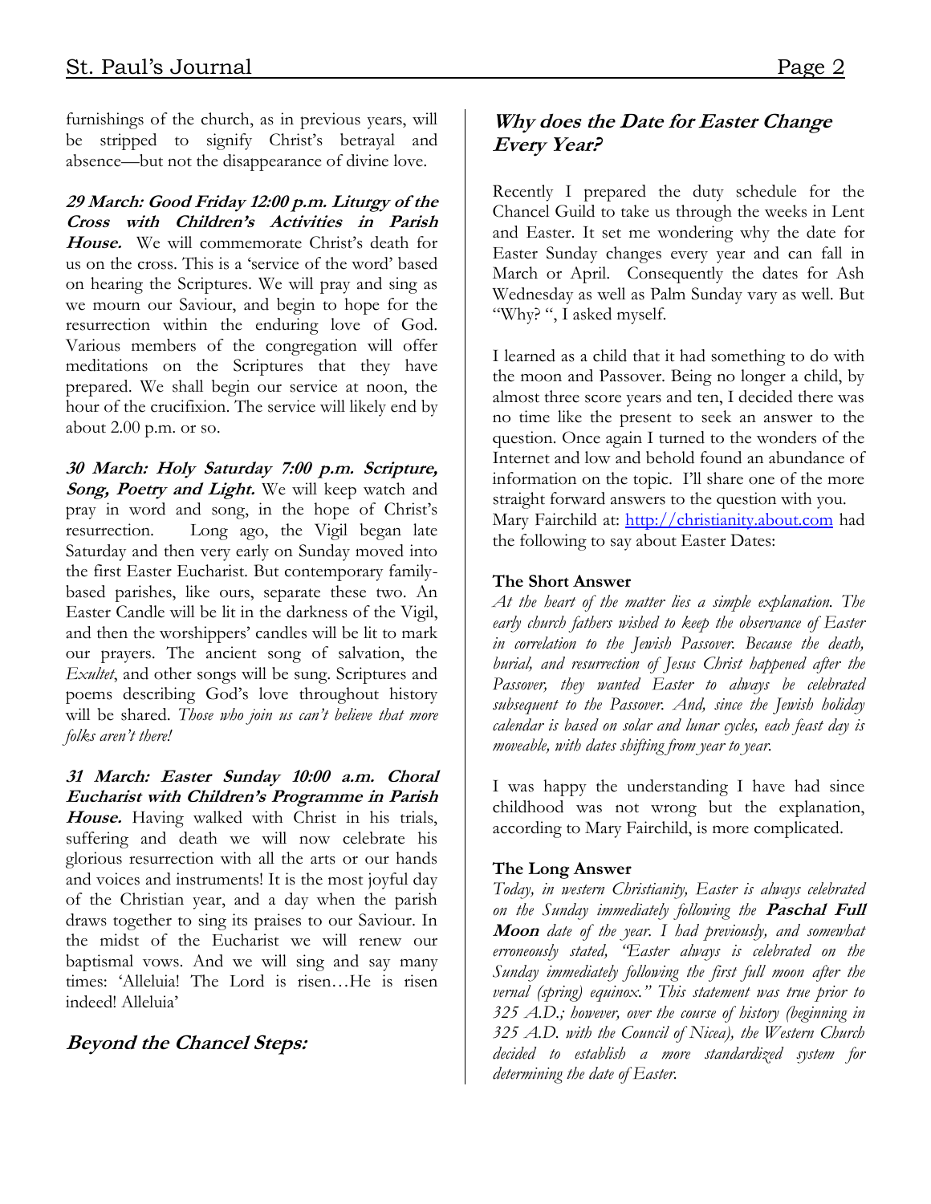furnishings of the church, as in previous years, will be stripped to signify Christ's betrayal and absence—but not the disappearance of divine love.

***29 March: Good Friday 12:00 p.m. Liturgy of the Cross with Children's Activities in Parish House.*** We will commemorate Christ's death for us on the cross. This is a 'service of the word' based on hearing the Scriptures. We will pray and sing as we mourn our Saviour, and begin to hope for the resurrection within the enduring love of God. Various members of the congregation will offer meditations on the Scriptures that they have prepared. We shall begin our service at noon, the hour of the crucifixion. The service will likely end by about 2.00 p.m. or so.

***30 March: Holy Saturday 7:00 p.m. Scripture, Song, Poetry and Light.*** We will keep watch and pray in word and song, in the hope of Christ's resurrection. Long ago, the Vigil began late Saturday and then very early on Sunday moved into the first Easter Eucharist. But contemporary family-based parishes, like ours, separate these two. An Easter Candle will be lit in the darkness of the Vigil, and then the worshippers' candles will be lit to mark our prayers. The ancient song of salvation, the *Exultet*, and other songs will be sung. Scriptures and poems describing God's love throughout history will be shared. *Those who join us can't believe that more folks aren't there!*

***31 March: Easter Sunday 10:00 a.m. Choral Eucharist with Children's Programme in Parish House.*** Having walked with Christ in his trials, suffering and death we will now celebrate his glorious resurrection with all the arts or our hands and voices and instruments! It is the most joyful day of the Christian year, and a day when the parish draws together to sing its praises to our Saviour. In the midst of the Eucharist we will renew our baptismal vows. And we will sing and say many times: 'Alleluia! The Lord is risen…He is risen indeed! Alleluia'

## *Beyond the Chancel Steps:*

## *Why does the Date for Easter Change Every Year?*

Recently I prepared the duty schedule for the Chancel Guild to take us through the weeks in Lent and Easter. It set me wondering why the date for Easter Sunday changes every year and can fall in March or April. Consequently the dates for Ash Wednesday as well as Palm Sunday vary as well. But "Why? ", I asked myself.

I learned as a child that it had something to do with the moon and Passover. Being no longer a child, by almost three score years and ten, I decided there was no time like the present to seek an answer to the question. Once again I turned to the wonders of the Internet and low and behold found an abundance of information on the topic. I'll share one of the more straight forward answers to the question with you. Mary Fairchild at: http://christianity.about.com had the following to say about Easter Dates:

**The Short Answer**

*At the heart of the matter lies a simple explanation. The early church fathers wished to keep the observance of Easter in correlation to the Jewish Passover. Because the death, burial, and resurrection of Jesus Christ happened after the Passover, they wanted Easter to always be celebrated subsequent to the Passover. And, since the Jewish holiday calendar is based on solar and lunar cycles, each feast day is moveable, with dates shifting from year to year.*

I was happy the understanding I have had since childhood was not wrong but the explanation, according to Mary Fairchild, is more complicated.

**The Long Answer**

*Today, in western Christianity, Easter is always celebrated on the Sunday immediately following the **Paschal Full Moon** date of the year. I had previously, and somewhat erroneously stated, "Easter always is celebrated on the Sunday immediately following the first full moon after the vernal (spring) equinox." This statement was true prior to 325 A.D.; however, over the course of history (beginning in 325 A.D. with the Council of Nicea), the Western Church decided to establish a more standardized system for determining the date of Easter.*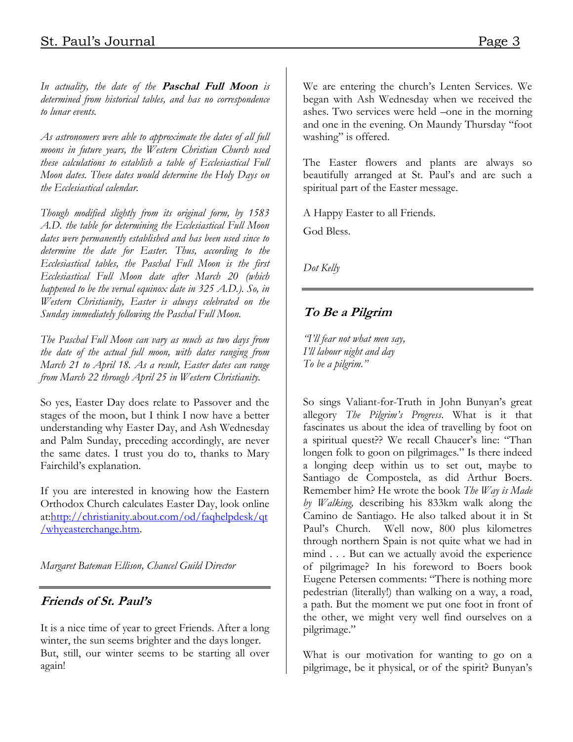*In actuality, the date of the **Paschal Full Moon** is determined from historical tables, and has no correspondence to lunar events.*

*As astronomers were able to approximate the dates of all full moons in future years, the Western Christian Church used these calculations to establish a table of Ecclesiastical Full Moon dates. These dates would determine the Holy Days on the Ecclesiastical calendar.*

*Though modified slightly from its original form, by 1583 A.D. the table for determining the Ecclesiastical Full Moon dates were permanently established and has been used since to determine the date for Easter. Thus, according to the Ecclesiastical tables, the Paschal Full Moon is the first Ecclesiastical Full Moon date after March 20 (which happened to be the vernal equinox date in 325 A.D.). So, in Western Christianity, Easter is always celebrated on the Sunday immediately following the Paschal Full Moon.*

*The Paschal Full Moon can vary as much as two days from the date of the actual full moon, with dates ranging from March 21 to April 18. As a result, Easter dates can range from March 22 through April 25 in Western Christianity.*

So yes, Easter Day does relate to Passover and the stages of the moon, but I think I now have a better understanding why Easter Day, and Ash Wednesday and Palm Sunday, preceding accordingly, are never the same dates. I trust you do to, thanks to Mary Fairchild's explanation.

If you are interested in knowing how the Eastern Orthodox Church calculates Easter Day, look online at:http://christianity.about.com/od/faqhelpdesk/qt/whyeasterchange.htm.

*Margaret Bateman Ellison, Chancel Guild Director*

## Friends of St. Paul's

It is a nice time of year to greet Friends. After a long winter, the sun seems brighter and the days longer. But, still, our winter seems to be starting all over again!

We are entering the church's Lenten Services. We began with Ash Wednesday when we received the ashes. Two services were held –one in the morning and one in the evening. On Maundy Thursday "foot washing" is offered.

The Easter flowers and plants are always so beautifully arranged at St. Paul's and are such a spiritual part of the Easter message.

A Happy Easter to all Friends.

God Bless.

*Dot Kelly*

## To Be a Pilgrim

*"I'll fear not what men say,*
*I'll labour night and day*
*To be a pilgrim."*

So sings Valiant-for-Truth in John Bunyan's great allegory *The Pilgrim's Progress*. What is it that fascinates us about the idea of travelling by foot on a spiritual quest?? We recall Chaucer's line: "Than longen folk to goon on pilgrimages." Is there indeed a longing deep within us to set out, maybe to Santiago de Compostela, as did Arthur Boers. Remember him? He wrote the book *The Way is Made by Walking,* describing his 833km walk along the Camino de Santiago. He also talked about it in St Paul's Church. Well now, 800 plus kilometres through northern Spain is not quite what we had in mind . . . But can we actually avoid the experience of pilgrimage? In his foreword to Boers book Eugene Petersen comments: "There is nothing more pedestrian (literally!) than walking on a way, a road, a path. But the moment we put one foot in front of the other, we might very well find ourselves on a pilgrimage."

What is our motivation for wanting to go on a pilgrimage, be it physical, or of the spirit? Bunyan's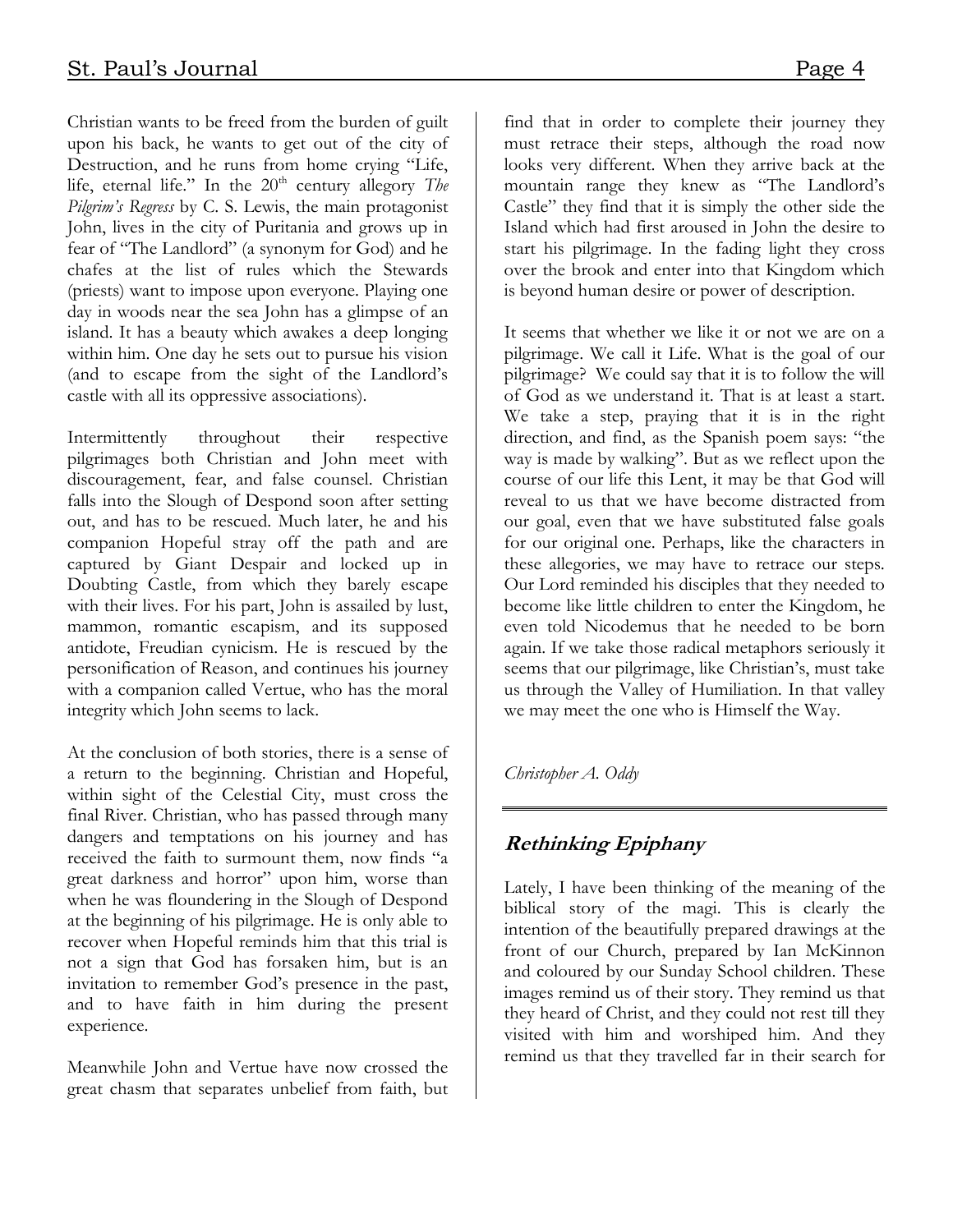Christian wants to be freed from the burden of guilt upon his back, he wants to get out of the city of Destruction, and he runs from home crying "Life, life, eternal life." In the 20th century allegory *The Pilgrim's Regress* by C. S. Lewis, the main protagonist John, lives in the city of Puritania and grows up in fear of "The Landlord" (a synonym for God) and he chafes at the list of rules which the Stewards (priests) want to impose upon everyone. Playing one day in woods near the sea John has a glimpse of an island. It has a beauty which awakes a deep longing within him. One day he sets out to pursue his vision (and to escape from the sight of the Landlord's castle with all its oppressive associations).

Intermittently throughout their respective pilgrimages both Christian and John meet with discouragement, fear, and false counsel. Christian falls into the Slough of Despond soon after setting out, and has to be rescued. Much later, he and his companion Hopeful stray off the path and are captured by Giant Despair and locked up in Doubting Castle, from which they barely escape with their lives. For his part, John is assailed by lust, mammon, romantic escapism, and its supposed antidote, Freudian cynicism. He is rescued by the personification of Reason, and continues his journey with a companion called Vertue, who has the moral integrity which John seems to lack.

At the conclusion of both stories, there is a sense of a return to the beginning. Christian and Hopeful, within sight of the Celestial City, must cross the final River. Christian, who has passed through many dangers and temptations on his journey and has received the faith to surmount them, now finds "a great darkness and horror" upon him, worse than when he was floundering in the Slough of Despond at the beginning of his pilgrimage. He is only able to recover when Hopeful reminds him that this trial is not a sign that God has forsaken him, but is an invitation to remember God's presence in the past, and to have faith in him during the present experience.

Meanwhile John and Vertue have now crossed the great chasm that separates unbelief from faith, but find that in order to complete their journey they must retrace their steps, although the road now looks very different. When they arrive back at the mountain range they knew as "The Landlord's Castle" they find that it is simply the other side the Island which had first aroused in John the desire to start his pilgrimage. In the fading light they cross over the brook and enter into that Kingdom which is beyond human desire or power of description.

It seems that whether we like it or not we are on a pilgrimage. We call it Life. What is the goal of our pilgrimage? We could say that it is to follow the will of God as we understand it. That is at least a start. We take a step, praying that it is in the right direction, and find, as the Spanish poem says: "the way is made by walking". But as we reflect upon the course of our life this Lent, it may be that God will reveal to us that we have become distracted from our goal, even that we have substituted false goals for our original one. Perhaps, like the characters in these allegories, we may have to retrace our steps. Our Lord reminded his disciples that they needed to become like little children to enter the Kingdom, he even told Nicodemus that he needed to be born again. If we take those radical metaphors seriously it seems that our pilgrimage, like Christian's, must take us through the Valley of Humiliation. In that valley we may meet the one who is Himself the Way.

*Christopher A. Oddy*

---

## Rethinking Epiphany

Lately, I have been thinking of the meaning of the biblical story of the magi. This is clearly the intention of the beautifully prepared drawings at the front of our Church, prepared by Ian McKinnon and coloured by our Sunday School children. These images remind us of their story. They remind us that they heard of Christ, and they could not rest till they visited with him and worshiped him. And they remind us that they travelled far in their search for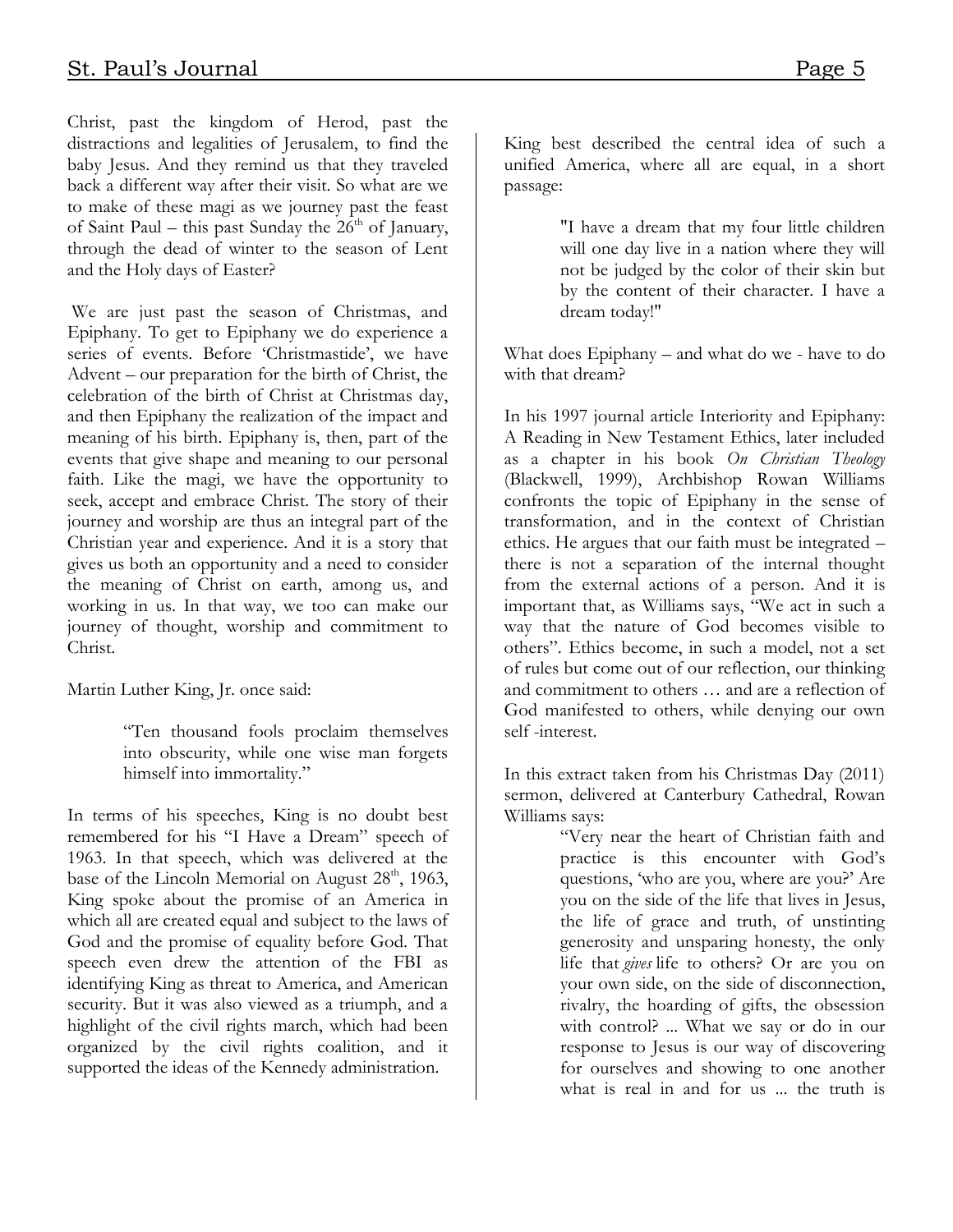Christ, past the kingdom of Herod, past the distractions and legalities of Jerusalem, to find the baby Jesus. And they remind us that they traveled back a different way after their visit. So what are we to make of these magi as we journey past the feast of Saint Paul – this past Sunday the 26th of January, through the dead of winter to the season of Lent and the Holy days of Easter?

We are just past the season of Christmas, and Epiphany. To get to Epiphany we do experience a series of events. Before 'Christmastide', we have Advent – our preparation for the birth of Christ, the celebration of the birth of Christ at Christmas day, and then Epiphany the realization of the impact and meaning of his birth. Epiphany is, then, part of the events that give shape and meaning to our personal faith. Like the magi, we have the opportunity to seek, accept and embrace Christ. The story of their journey and worship are thus an integral part of the Christian year and experience. And it is a story that gives us both an opportunity and a need to consider the meaning of Christ on earth, among us, and working in us. In that way, we too can make our journey of thought, worship and commitment to Christ.

Martin Luther King, Jr. once said:

> "Ten thousand fools proclaim themselves into obscurity, while one wise man forgets himself into immortality."

In terms of his speeches, King is no doubt best remembered for his "I Have a Dream" speech of 1963. In that speech, which was delivered at the base of the Lincoln Memorial on August 28th, 1963, King spoke about the promise of an America in which all are created equal and subject to the laws of God and the promise of equality before God. That speech even drew the attention of the FBI as identifying King as threat to America, and American security. But it was also viewed as a triumph, and a highlight of the civil rights march, which had been organized by the civil rights coalition, and it supported the ideas of the Kennedy administration.

King best described the central idea of such a unified America, where all are equal, in a short passage:

> "I have a dream that my four little children will one day live in a nation where they will not be judged by the color of their skin but by the content of their character. I have a dream today!"

What does Epiphany – and what do we - have to do with that dream?

In his 1997 journal article Interiority and Epiphany: A Reading in New Testament Ethics, later included as a chapter in his book *On Christian Theology* (Blackwell, 1999), Archbishop Rowan Williams confronts the topic of Epiphany in the sense of transformation, and in the context of Christian ethics. He argues that our faith must be integrated – there is not a separation of the internal thought from the external actions of a person. And it is important that, as Williams says, "We act in such a way that the nature of God becomes visible to others". Ethics become, in such a model, not a set of rules but come out of our reflection, our thinking and commitment to others … and are a reflection of God manifested to others, while denying our own self -interest.

In this extract taken from his Christmas Day (2011) sermon, delivered at Canterbury Cathedral, Rowan Williams says:

> "Very near the heart of Christian faith and practice is this encounter with God's questions, 'who are you, where are you?' Are you on the side of the life that lives in Jesus, the life of grace and truth, of unstinting generosity and unsparing honesty, the only life that *gives* life to others? Or are you on your own side, on the side of disconnection, rivalry, the hoarding of gifts, the obsession with control? ... What we say or do in our response to Jesus is our way of discovering for ourselves and showing to one another what is real in and for us ... the truth is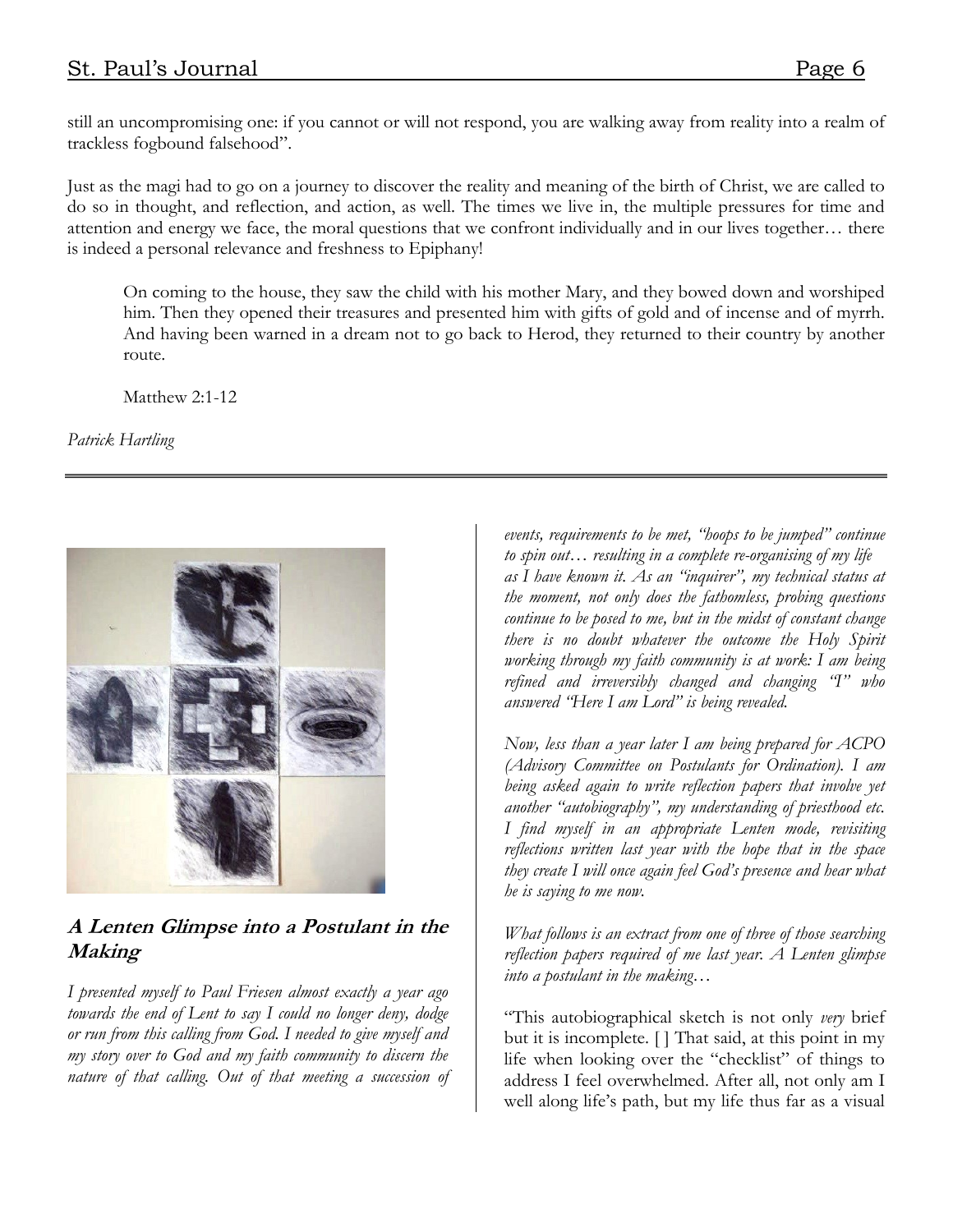still an uncompromising one: if you cannot or will not respond, you are walking away from reality into a realm of trackless fogbound falsehood".

Just as the magi had to go on a journey to discover the reality and meaning of the birth of Christ, we are called to do so in thought, and reflection, and action, as well. The times we live in, the multiple pressures for time and attention and energy we face, the moral questions that we confront individually and in our lives together… there is indeed a personal relevance and freshness to Epiphany!

> On coming to the house, they saw the child with his mother Mary, and they bowed down and worshiped him. Then they opened their treasures and presented him with gifts of gold and of incense and of myrrh. And having been warned in a dream not to go back to Herod, they returned to their country by another route.
>
> Matthew 2:1-12

*Patrick Hartling*

---

## A Lenten Glimpse into a Postulant in the Making

*I presented myself to Paul Friesen almost exactly a year ago towards the end of Lent to say I could no longer deny, dodge or run from this calling from God. I needed to give myself and my story over to God and my faith community to discern the nature of that calling. Out of that meeting a succession of events, requirements to be met, "hoops to be jumped" continue to spin out… resulting in a complete re-organising of my life as I have known it. As an "inquirer", my technical status at the moment, not only does the fathomless, probing questions continue to be posed to me, but in the midst of constant change there is no doubt whatever the outcome the Holy Spirit working through my faith community is at work: I am being refined and irreversibly changed and changing "I" who answered "Here I am Lord" is being revealed.*

*Now, less than a year later I am being prepared for ACPO (Advisory Committee on Postulants for Ordination). I am being asked again to write reflection papers that involve yet another "autobiography", my understanding of priesthood etc. I find myself in an appropriate Lenten mode, revisiting reflections written last year with the hope that in the space they create I will once again feel God's presence and hear what he is saying to me now.*

*What follows is an extract from one of three of those searching reflection papers required of me last year. A Lenten glimpse into a postulant in the making…*

"This autobiographical sketch is not only *very* brief but it is incomplete. [ ] That said, at this point in my life when looking over the "checklist" of things to address I feel overwhelmed. After all, not only am I well along life's path, but my life thus far as a visual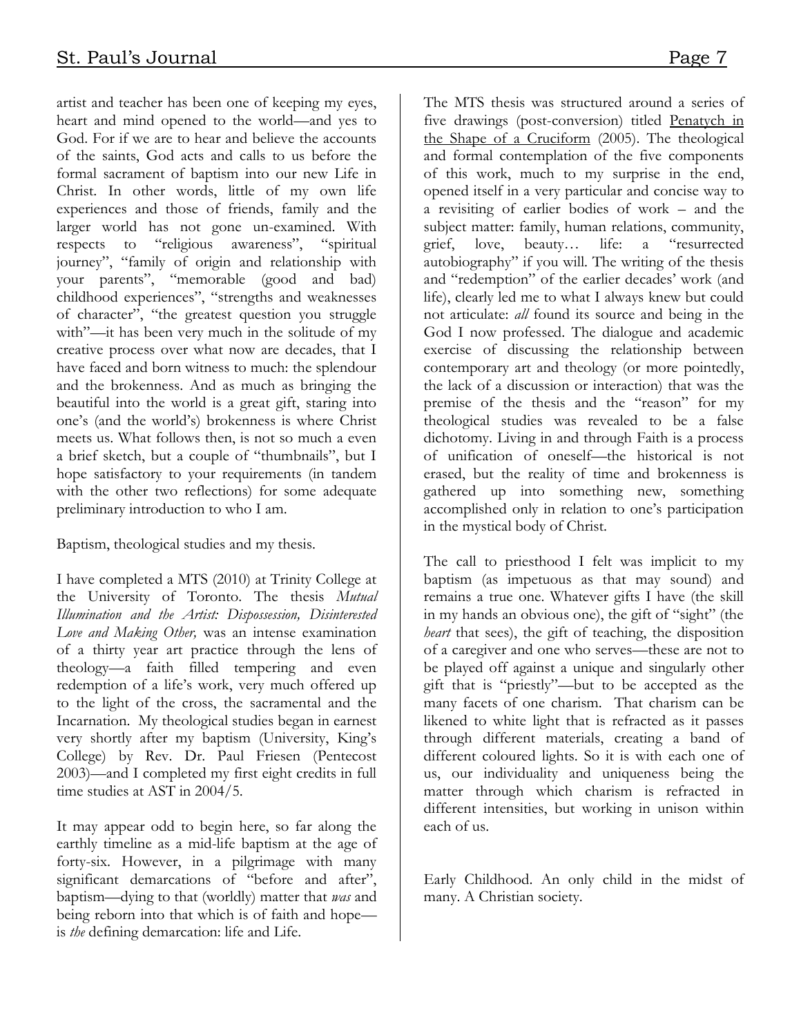artist and teacher has been one of keeping my eyes, heart and mind opened to the world—and yes to God. For if we are to hear and believe the accounts of the saints, God acts and calls to us before the formal sacrament of baptism into our new Life in Christ. In other words, little of my own life experiences and those of friends, family and the larger world has not gone un-examined. With respects to "religious awareness", "spiritual journey", "family of origin and relationship with your parents", "memorable (good and bad) childhood experiences", "strengths and weaknesses of character", "the greatest question you struggle with"—it has been very much in the solitude of my creative process over what now are decades, that I have faced and born witness to much: the splendour and the brokenness. And as much as bringing the beautiful into the world is a great gift, staring into one's (and the world's) brokenness is where Christ meets us. What follows then, is not so much a even a brief sketch, but a couple of "thumbnails", but I hope satisfactory to your requirements (in tandem with the other two reflections) for some adequate preliminary introduction to who I am.

Baptism, theological studies and my thesis.

I have completed a MTS (2010) at Trinity College at the University of Toronto. The thesis *Mutual Illumination and the Artist: Dispossession, Disinterested Love and Making Other,* was an intense examination of a thirty year art practice through the lens of theology—a faith filled tempering and even redemption of a life's work, very much offered up to the light of the cross, the sacramental and the Incarnation. My theological studies began in earnest very shortly after my baptism (University, King's College) by Rev. Dr. Paul Friesen (Pentecost 2003)—and I completed my first eight credits in full time studies at AST in 2004/5.

It may appear odd to begin here, so far along the earthly timeline as a mid-life baptism at the age of forty-six. However, in a pilgrimage with many significant demarcations of "before and after", baptism—dying to that (worldly) matter that *was* and being reborn into that which is of faith and hope—is *the* defining demarcation: life and Life.

The MTS thesis was structured around a series of five drawings (post-conversion) titled <u>Penatych in the Shape of a Cruciform</u> (2005). The theological and formal contemplation of the five components of this work, much to my surprise in the end, opened itself in a very particular and concise way to a revisiting of earlier bodies of work – and the subject matter: family, human relations, community, grief, love, beauty… life: a "resurrected autobiography" if you will. The writing of the thesis and "redemption" of the earlier decades' work (and life), clearly led me to what I always knew but could not articulate: *all* found its source and being in the God I now professed. The dialogue and academic exercise of discussing the relationship between contemporary art and theology (or more pointedly, the lack of a discussion or interaction) that was the premise of the thesis and the "reason" for my theological studies was revealed to be a false dichotomy. Living in and through Faith is a process of unification of oneself—the historical is not erased, but the reality of time and brokenness is gathered up into something new, something accomplished only in relation to one's participation in the mystical body of Christ.

The call to priesthood I felt was implicit to my baptism (as impetuous as that may sound) and remains a true one. Whatever gifts I have (the skill in my hands an obvious one), the gift of "sight" (the *heart* that sees), the gift of teaching, the disposition of a caregiver and one who serves—these are not to be played off against a unique and singularly other gift that is "priestly"—but to be accepted as the many facets of one charism. That charism can be likened to white light that is refracted as it passes through different materials, creating a band of different coloured lights. So it is with each one of us, our individuality and uniqueness being the matter through which charism is refracted in different intensities, but working in unison within each of us.

Early Childhood. An only child in the midst of many. A Christian society.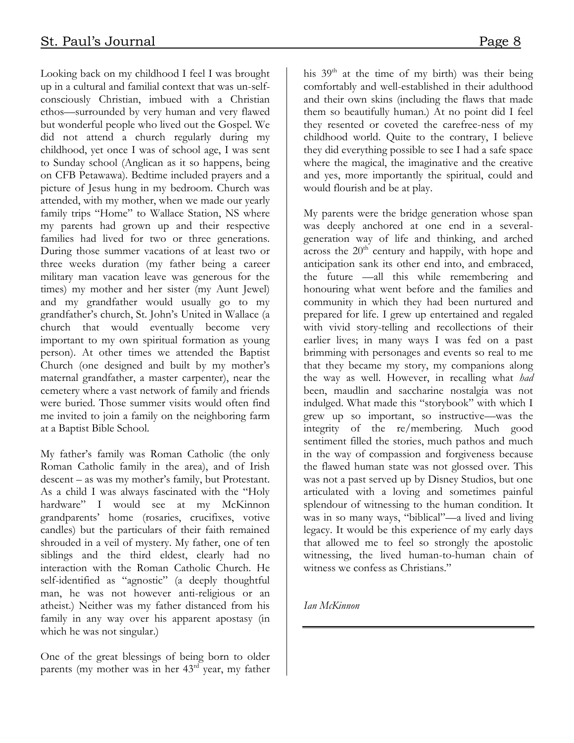Looking back on my childhood I feel I was brought up in a cultural and familial context that was un-self-consciously Christian, imbued with a Christian ethos—surrounded by very human and very flawed but wonderful people who lived out the Gospel. We did not attend a church regularly during my childhood, yet once I was of school age, I was sent to Sunday school (Anglican as it so happens, being on CFB Petawawa). Bedtime included prayers and a picture of Jesus hung in my bedroom. Church was attended, with my mother, when we made our yearly family trips "Home" to Wallace Station, NS where my parents had grown up and their respective families had lived for two or three generations. During those summer vacations of at least two or three weeks duration (my father being a career military man vacation leave was generous for the times) my mother and her sister (my Aunt Jewel) and my grandfather would usually go to my grandfather's church, St. John's United in Wallace (a church that would eventually become very important to my own spiritual formation as young person). At other times we attended the Baptist Church (one designed and built by my mother's maternal grandfather, a master carpenter), near the cemetery where a vast network of family and friends were buried. Those summer visits would often find me invited to join a family on the neighboring farm at a Baptist Bible School.

My father's family was Roman Catholic (the only Roman Catholic family in the area), and of Irish descent – as was my mother's family, but Protestant. As a child I was always fascinated with the "Holy hardware" I would see at my McKinnon grandparents' home (rosaries, crucifixes, votive candles) but the particulars of their faith remained shrouded in a veil of mystery. My father, one of ten siblings and the third eldest, clearly had no interaction with the Roman Catholic Church. He self-identified as "agnostic" (a deeply thoughtful man, he was not however anti-religious or an atheist.) Neither was my father distanced from his family in any way over his apparent apostasy (in which he was not singular.)

One of the great blessings of being born to older parents (my mother was in her 43rd year, my father his 39th at the time of my birth) was their being comfortably and well-established in their adulthood and their own skins (including the flaws that made them so beautifully human.) At no point did I feel they resented or coveted the carefree-ness of my childhood world. Quite to the contrary, I believe they did everything possible to see I had a safe space where the magical, the imaginative and the creative and yes, more importantly the spiritual, could and would flourish and be at play.

My parents were the bridge generation whose span was deeply anchored at one end in a several-generation way of life and thinking, and arched across the 20th century and happily, with hope and anticipation sank its other end into, and embraced, the future —all this while remembering and honouring what went before and the families and community in which they had been nurtured and prepared for life. I grew up entertained and regaled with vivid story-telling and recollections of their earlier lives; in many ways I was fed on a past brimming with personages and events so real to me that they became my story, my companions along the way as well. However, in recalling what *had* been, maudlin and saccharine nostalgia was not indulged. What made this "storybook" with which I grew up so important, so instructive—was the integrity of the re/membering. Much good sentiment filled the stories, much pathos and much in the way of compassion and forgiveness because the flawed human state was not glossed over. This was not a past served up by Disney Studios, but one articulated with a loving and sometimes painful splendour of witnessing to the human condition. It was in so many ways, "biblical"—a lived and living legacy. It would be this experience of my early days that allowed me to feel so strongly the apostolic witnessing, the lived human-to-human chain of witness we confess as Christians."

*Ian McKinnon*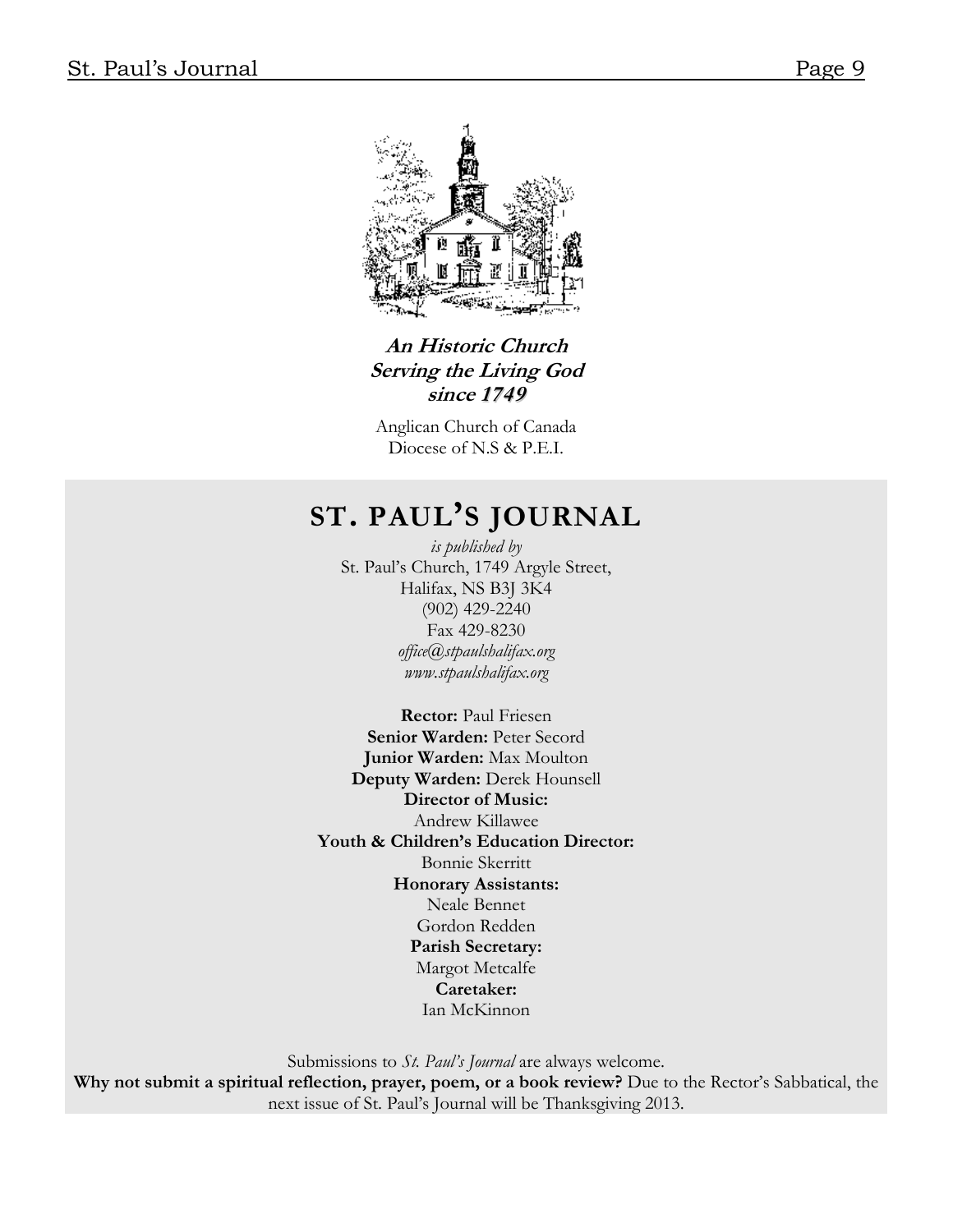**An Historic Church**
**Serving the Living God**
**since 1749**

Anglican Church of Canada
Diocese of N.S & P.E.I.

## ST. PAUL'S JOURNAL

*is published by*
St. Paul's Church, 1749 Argyle Street,
Halifax, NS B3J 3K4
(902) 429-2240
Fax 429-8230
*office@stpaulshalifax.org*
*www.stpaulshalifax.org*

**Rector:** Paul Friesen
**Senior Warden:** Peter Secord
**Junior Warden:** Max Moulton
**Deputy Warden:** Derek Hounsell
**Director of Music:**
Andrew Killawee
**Youth & Children's Education Director:**
Bonnie Skerritt
**Honorary Assistants:**
Neale Bennet
Gordon Redden
**Parish Secretary:**
Margot Metcalfe
**Caretaker:**
Ian McKinnon

Submissions to *St. Paul's Journal* are always welcome.
**Why not submit a spiritual reflection, prayer, poem, or a book review?** Due to the Rector's Sabbatical, the next issue of St. Paul's Journal will be Thanksgiving 2013.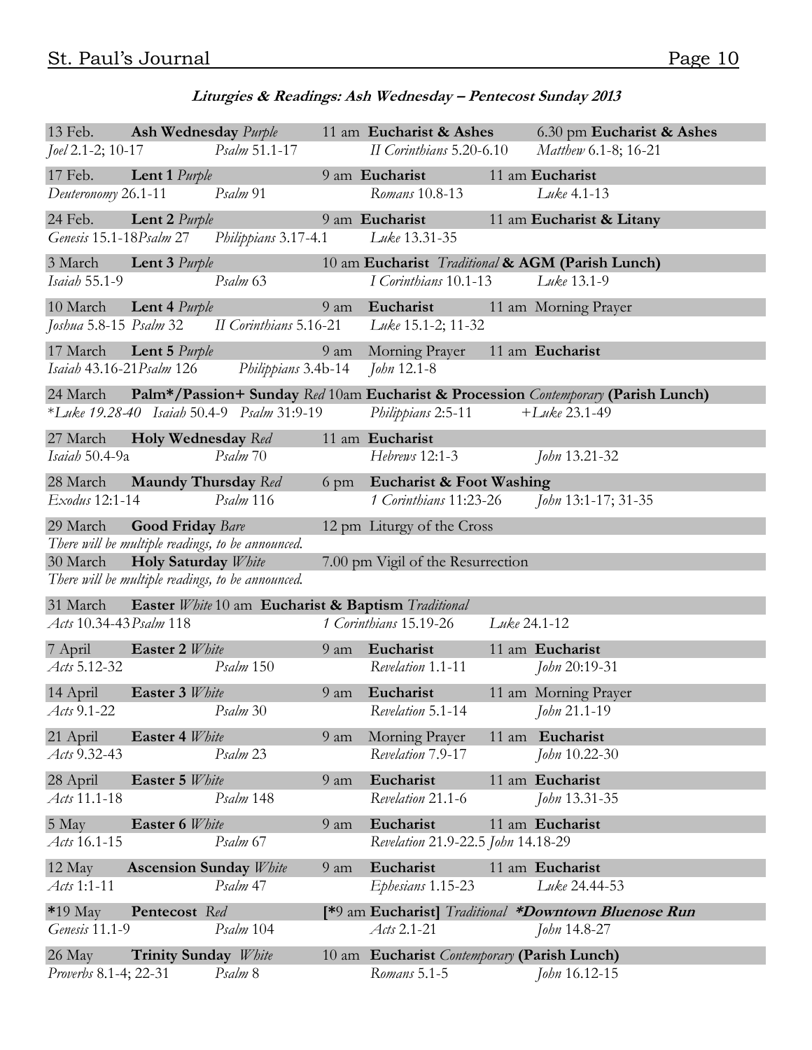**_Liturgies & Readings: Ash Wednesday – Pentecost Sunday 2013_**

| | | | |
|---|---|---|---|
| 13 Feb. **Ash Wednesday** *Purple* | | 11 am **Eucharist & Ashes** | 6.30 pm **Eucharist & Ashes** |
| *Joel* 2.1-2; 10-17 | *Psalm* 51.1-17 | *II Corinthians* 5.20-6.10 | *Matthew* 6.1-8; 16-21 |
| 17 Feb. **Lent 1** *Purple* | | 9 am **Eucharist** | 11 am **Eucharist** |
| *Deuteronomy* 26.1-11 | *Psalm* 91 | *Romans* 10.8-13 | *Luke* 4.1-13 |
| 24 Feb. **Lent 2** *Purple* | | 9 am **Eucharist** | 11 am **Eucharist & Litany** |
| *Genesis* 15.1-18 *Psalm* 27 | *Philippians* 3.17-4.1 | *Luke* 13.31-35 | |
| 3 March **Lent 3** *Purple* | | 10 am **Eucharist** *Traditional* **& AGM (Parish Lunch)** | |
| *Isaiah* 55.1-9 | *Psalm* 63 | *I Corinthians* 10.1-13 | *Luke* 13.1-9 |
| 10 March **Lent 4** *Purple* | | 9 am **Eucharist** | 11 am Morning Prayer |
| *Joshua* 5.8-15 *Psalm* 32 | *II Corinthians* 5.16-21 | *Luke* 15.1-2; 11-32 | |
| 17 March **Lent 5** *Purple* | | 9 am Morning Prayer | 11 am **Eucharist** |
| *Isaiah* 43.16-21 *Psalm* 126 | *Philippians* 3.4b-14 | *John* 12.1-8 | |
| 24 March **Palm\*/Passion+ Sunday** *Red* | | 10am **Eucharist & Procession** *Contemporary* **(Parish Lunch)** | |
| \**Luke 19.28-40* *Isaiah* 50.4-9 | *Psalm* 31:9-19 | *Philippians* 2:5-11 | +*Luke* 23.1-49 |
| 27 March **Holy Wednesday** *Red* | | 11 am **Eucharist** | |
| *Isaiah* 50.4-9a | *Psalm* 70 | *Hebrews* 12:1-3 | *John* 13.21-32 |
| 28 March **Maundy Thursday** *Red* | | 6 pm **Eucharist & Foot Washing** | |
| *Exodus* 12:1-14 | *Psalm* 116 | *1 Corinthians* 11:23-26 | *John* 13:1-17; 31-35 |
| 29 March **Good Friday** *Bare* | | 12 pm Liturgy of the Cross | |
| *There will be multiple readings, to be announced.* | | | |
| 30 March **Holy Saturday** *White* | | 7.00 pm Vigil of the Resurrection | |
| *There will be multiple readings, to be announced.* | | | |
| 31 March **Easter** *White* | 10 am **Eucharist & Baptism** *Traditional* | | |
| *Acts* 10.34-43 *Psalm* 118 | | *1 Corinthians* 15.19-26 | *Luke* 24.1-12 |
| 7 April **Easter 2** *White* | | 9 am **Eucharist** | 11 am **Eucharist** |
| *Acts* 5.12-32 | *Psalm* 150 | *Revelation* 1.1-11 | *John* 20:19-31 |
| 14 April **Easter 3** *White* | | 9 am **Eucharist** | 11 am Morning Prayer |
| *Acts* 9.1-22 | *Psalm* 30 | *Revelation* 5.1-14 | *John* 21.1-19 |
| 21 April **Easter 4** *White* | | 9 am Morning Prayer | 11 am **Eucharist** |
| *Acts* 9.32-43 | *Psalm* 23 | *Revelation* 7.9-17 | *John* 10.22-30 |
| 28 April **Easter 5** *White* | | 9 am **Eucharist** | 11 am **Eucharist** |
| *Acts* 11.1-18 | *Psalm* 148 | *Revelation* 21.1-6 | *John* 13.31-35 |
| 5 May **Easter 6** *White* | | 9 am **Eucharist** | 11 am **Eucharist** |
| *Acts* 16.1-15 | *Psalm* 67 | *Revelation* 21.9-22.5 *John* 14.18-29 | |
| 12 May **Ascension Sunday** *White* | | 9 am **Eucharist** | 11 am **Eucharist** |
| *Acts* 1:1-11 | *Psalm* 47 | *Ephesians* 1.15-23 | *Luke* 24.44-53 |
| **\***19 May **Pentecost** *Red* | | **[\***9 am **Eucharist]** *Traditional* | ***\*Downtown Bluenose Run*** |
| *Genesis* 11.1-9 | *Psalm* 104 | *Acts* 2.1-21 | *John* 14.8-27 |
| 26 May **Trinity Sunday** *White* | | 10 am **Eucharist** *Contemporary* **(Parish Lunch)** | |
| *Proverbs* 8.1-4; 22-31 | *Psalm* 8 | *Romans* 5.1-5 | *John* 16.12-15 |